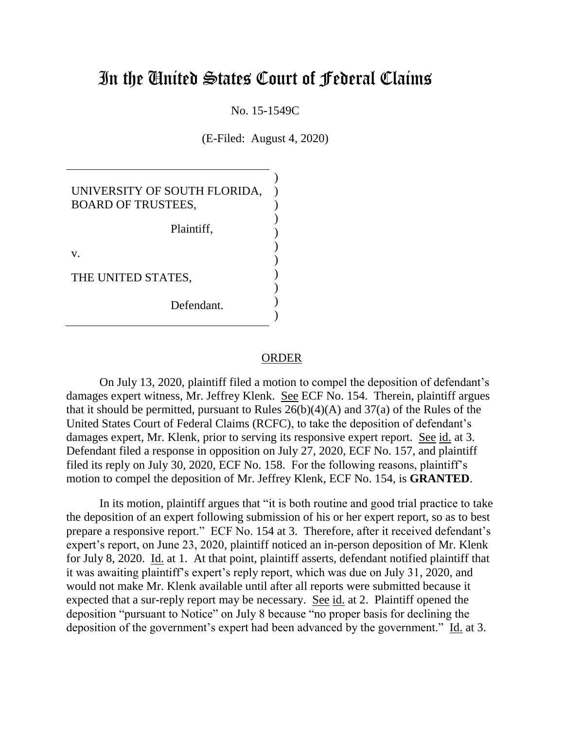# In the United States Court of Federal Claims

No. 15-1549C

(E-Filed: August 4, 2020)

UNIVERSITY OF SOUTH FLORIDA, BOARD OF TRUSTEES,

Plaintiff,

v.

THE UNITED STATES,

Defendant.

## ORDER

On July 13, 2020, plaintiff filed a motion to compel the deposition of defendant's damages expert witness, Mr. Jeffrey Klenk. See ECF No. 154. Therein, plaintiff argues that it should be permitted, pursuant to Rules 26(b)(4)(A) and 37(a) of the Rules of the United States Court of Federal Claims (RCFC), to take the deposition of defendant's damages expert, Mr. Klenk, prior to serving its responsive expert report. See id. at 3. Defendant filed a response in opposition on July 27, 2020, ECF No. 157, and plaintiff filed its reply on July 30, 2020, ECF No. 158. For the following reasons, plaintiff's motion to compel the deposition of Mr. Jeffrey Klenk, ECF No. 154, is **GRANTED**.

In its motion, plaintiff argues that "it is both routine and good trial practice to take the deposition of an expert following submission of his or her expert report, so as to best prepare a responsive report." ECF No. 154 at 3. Therefore, after it received defendant's expert's report, on June 23, 2020, plaintiff noticed an in-person deposition of Mr. Klenk for July 8, 2020. Id. at 1. At that point, plaintiff asserts, defendant notified plaintiff that it was awaiting plaintiff's expert's reply report, which was due on July 31, 2020, and would not make Mr. Klenk available until after all reports were submitted because it expected that a sur-reply report may be necessary. See id. at 2. Plaintiff opened the deposition "pursuant to Notice" on July 8 because "no proper basis for declining the deposition of the government's expert had been advanced by the government." Id. at 3.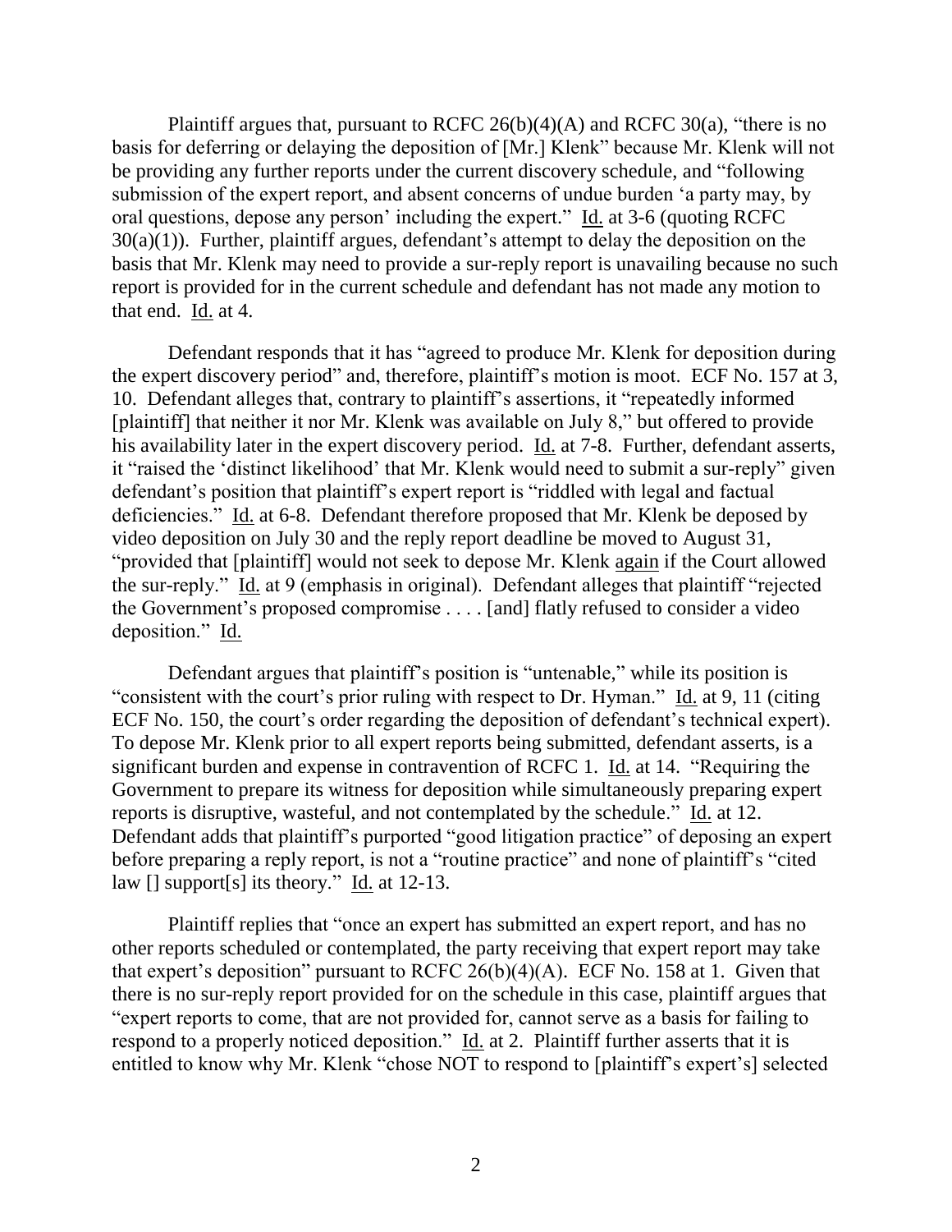Plaintiff argues that, pursuant to RCFC 26(b)(4)(A) and RCFC 30(a), "there is no basis for deferring or delaying the deposition of [Mr.] Klenk" because Mr. Klenk will not be providing any further reports under the current discovery schedule, and "following submission of the expert report, and absent concerns of undue burden 'a party may, by oral questions, depose any person' including the expert." Id. at 3-6 (quoting RCFC 30(a)(1)). Further, plaintiff argues, defendant's attempt to delay the deposition on the basis that Mr. Klenk may need to provide a sur-reply report is unavailing because no such report is provided for in the current schedule and defendant has not made any motion to that end. Id. at 4.

Defendant responds that it has "agreed to produce Mr. Klenk for deposition during the expert discovery period" and, therefore, plaintiff's motion is moot. ECF No. 157 at 3, 10. Defendant alleges that, contrary to plaintiff's assertions, it "repeatedly informed [plaintiff] that neither it nor Mr. Klenk was available on July 8," but offered to provide his availability later in the expert discovery period. Id. at 7-8. Further, defendant asserts, it "raised the 'distinct likelihood' that Mr. Klenk would need to submit a sur-reply" given defendant's position that plaintiff's expert report is "riddled with legal and factual deficiencies." Id. at 6-8. Defendant therefore proposed that Mr. Klenk be deposed by video deposition on July 30 and the reply report deadline be moved to August 31, "provided that [plaintiff] would not seek to depose Mr. Klenk again if the Court allowed the sur-reply." Id. at 9 (emphasis in original). Defendant alleges that plaintiff "rejected the Government's proposed compromise . . . . [and] flatly refused to consider a video deposition." Id.

Defendant argues that plaintiff's position is "untenable," while its position is "consistent with the court's prior ruling with respect to Dr. Hyman." Id. at 9, 11 (citing ECF No. 150, the court's order regarding the deposition of defendant's technical expert). To depose Mr. Klenk prior to all expert reports being submitted, defendant asserts, is a significant burden and expense in contravention of RCFC 1. Id. at 14. "Requiring the Government to prepare its witness for deposition while simultaneously preparing expert reports is disruptive, wasteful, and not contemplated by the schedule." Id. at 12. Defendant adds that plaintiff's purported "good litigation practice" of deposing an expert before preparing a reply report, is not a "routine practice" and none of plaintiff's "cited law [] support[s] its theory." Id. at 12-13.

Plaintiff replies that "once an expert has submitted an expert report, and has no other reports scheduled or contemplated, the party receiving that expert report may take that expert's deposition" pursuant to RCFC 26(b)(4)(A). ECF No. 158 at 1. Given that there is no sur-reply report provided for on the schedule in this case, plaintiff argues that "expert reports to come, that are not provided for, cannot serve as a basis for failing to respond to a properly noticed deposition." Id. at 2. Plaintiff further asserts that it is entitled to know why Mr. Klenk "chose NOT to respond to [plaintiff's expert's] selected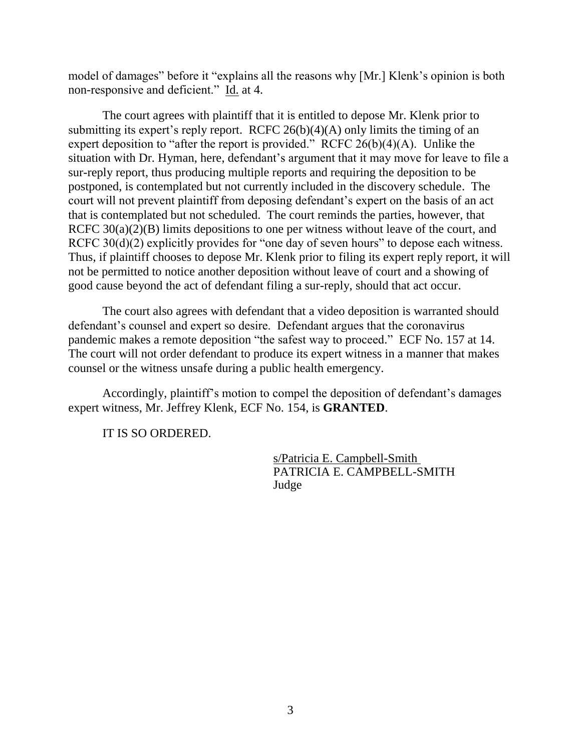model of damages" before it "explains all the reasons why [Mr.] Klenk's opinion is both non-responsive and deficient." Id. at 4.

The court agrees with plaintiff that it is entitled to depose Mr. Klenk prior to submitting its expert's reply report. RCFC 26(b)(4)(A) only limits the timing of an expert deposition to "after the report is provided." RCFC 26(b)(4)(A). Unlike the situation with Dr. Hyman, here, defendant's argument that it may move for leave to file a sur-reply report, thus producing multiple reports and requiring the deposition to be postponed, is contemplated but not currently included in the discovery schedule. The court will not prevent plaintiff from deposing defendant's expert on the basis of an act that is contemplated but not scheduled. The court reminds the parties, however, that RCFC 30(a)(2)(B) limits depositions to one per witness without leave of the court, and RCFC 30(d)(2) explicitly provides for "one day of seven hours" to depose each witness. Thus, if plaintiff chooses to depose Mr. Klenk prior to filing its expert reply report, it will not be permitted to notice another deposition without leave of court and a showing of good cause beyond the act of defendant filing a sur-reply, should that act occur.

The court also agrees with defendant that a video deposition is warranted should defendant's counsel and expert so desire. Defendant argues that the coronavirus pandemic makes a remote deposition "the safest way to proceed." ECF No. 157 at 14. The court will not order defendant to produce its expert witness in a manner that makes counsel or the witness unsafe during a public health emergency.

Accordingly, plaintiff's motion to compel the deposition of defendant's damages expert witness, Mr. Jeffrey Klenk, ECF No. 154, is **GRANTED**.

IT IS SO ORDERED.

s/Patricia E. Campbell-Smith
PATRICIA E. CAMPBELL-SMITH
Judge